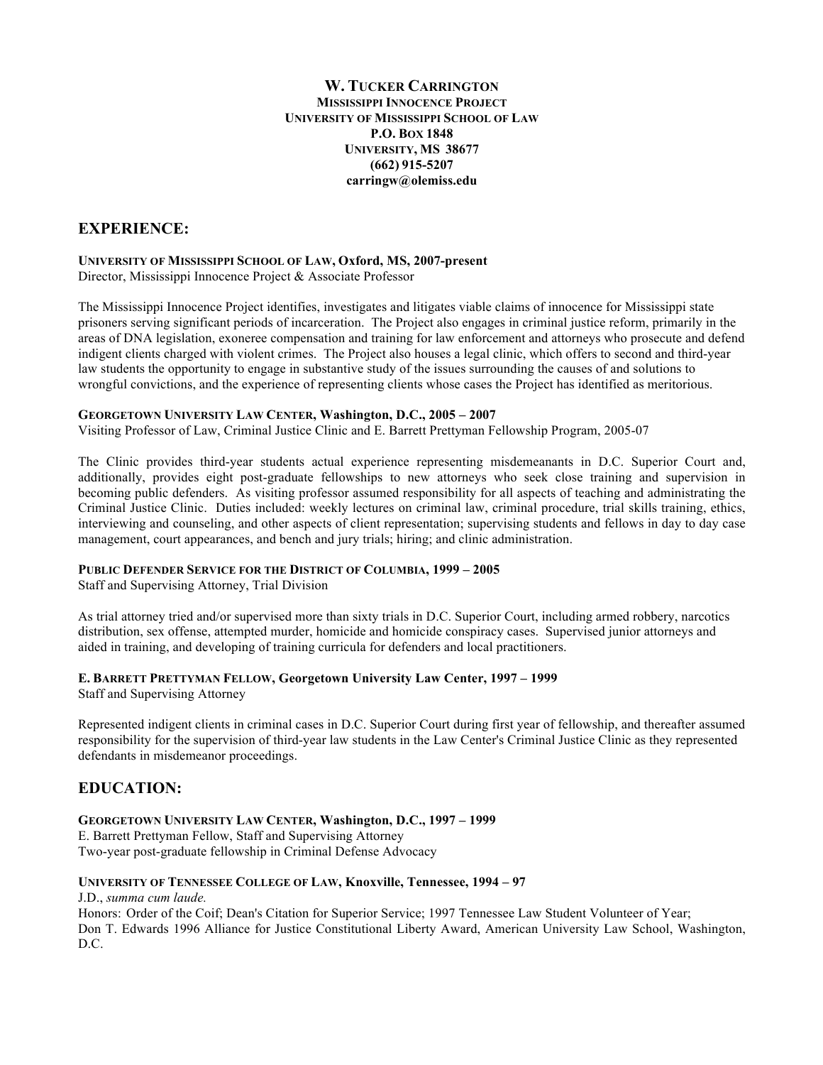# W. TUCKER CARRINGTON

**MISSISSIPPI INNOCENCE PROJECT**
**UNIVERSITY OF MISSISSIPPI SCHOOL OF LAW**
**P.O. BOX 1848**
**UNIVERSITY, MS 38677**
**(662) 915-5207**
**carringw@olemiss.edu**

## EXPERIENCE:

**UNIVERSITY OF MISSISSIPPI SCHOOL OF LAW, Oxford, MS, 2007-present**
Director, Mississippi Innocence Project & Associate Professor

The Mississippi Innocence Project identifies, investigates and litigates viable claims of innocence for Mississippi state prisoners serving significant periods of incarceration. The Project also engages in criminal justice reform, primarily in the areas of DNA legislation, exoneree compensation and training for law enforcement and attorneys who prosecute and defend indigent clients charged with violent crimes. The Project also houses a legal clinic, which offers to second and third-year law students the opportunity to engage in substantive study of the issues surrounding the causes of and solutions to wrongful convictions, and the experience of representing clients whose cases the Project has identified as meritorious.

**GEORGETOWN UNIVERSITY LAW CENTER, Washington, D.C., 2005 – 2007**
Visiting Professor of Law, Criminal Justice Clinic and E. Barrett Prettyman Fellowship Program, 2005-07

The Clinic provides third-year students actual experience representing misdemeanants in D.C. Superior Court and, additionally, provides eight post-graduate fellowships to new attorneys who seek close training and supervision in becoming public defenders. As visiting professor assumed responsibility for all aspects of teaching and administrating the Criminal Justice Clinic. Duties included: weekly lectures on criminal law, criminal procedure, trial skills training, ethics, interviewing and counseling, and other aspects of client representation; supervising students and fellows in day to day case management, court appearances, and bench and jury trials; hiring; and clinic administration.

**PUBLIC DEFENDER SERVICE FOR THE DISTRICT OF COLUMBIA, 1999 – 2005**
Staff and Supervising Attorney, Trial Division

As trial attorney tried and/or supervised more than sixty trials in D.C. Superior Court, including armed robbery, narcotics distribution, sex offense, attempted murder, homicide and homicide conspiracy cases. Supervised junior attorneys and aided in training, and developing of training curricula for defenders and local practitioners.

**E. BARRETT PRETTYMAN FELLOW, Georgetown University Law Center, 1997 – 1999**
Staff and Supervising Attorney

Represented indigent clients in criminal cases in D.C. Superior Court during first year of fellowship, and thereafter assumed responsibility for the supervision of third-year law students in the Law Center's Criminal Justice Clinic as they represented defendants in misdemeanor proceedings.

## EDUCATION:

**GEORGETOWN UNIVERSITY LAW CENTER, Washington, D.C., 1997 – 1999**
E. Barrett Prettyman Fellow, Staff and Supervising Attorney
Two-year post-graduate fellowship in Criminal Defense Advocacy

**UNIVERSITY OF TENNESSEE COLLEGE OF LAW, Knoxville, Tennessee, 1994 – 97**
J.D., *summa cum laude.*
Honors: Order of the Coif; Dean's Citation for Superior Service; 1997 Tennessee Law Student Volunteer of Year; Don T. Edwards 1996 Alliance for Justice Constitutional Liberty Award, American University Law School, Washington, D.C.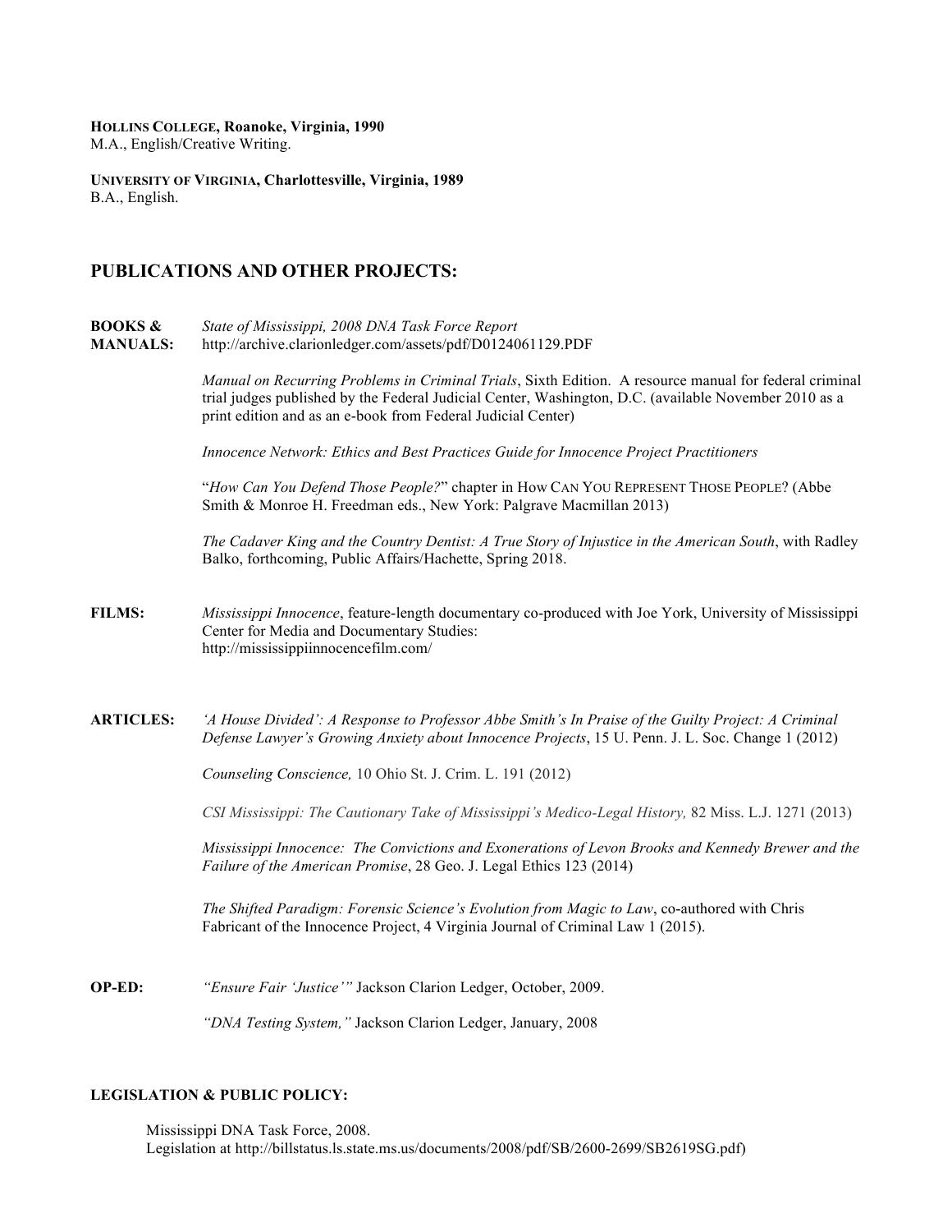**HOLLINS COLLEGE, Roanoke, Virginia, 1990**
M.A., English/Creative Writing.

**UNIVERSITY OF VIRGINIA, Charlottesville, Virginia, 1989**
B.A., English.

## PUBLICATIONS AND OTHER PROJECTS:

**BOOKS & MANUALS:**

*State of Mississippi, 2008 DNA Task Force Report*
http://archive.clarionledger.com/assets/pdf/D0124061129.PDF

*Manual on Recurring Problems in Criminal Trials*, Sixth Edition. A resource manual for federal criminal trial judges published by the Federal Judicial Center, Washington, D.C. (available November 2010 as a print edition and as an e-book from Federal Judicial Center)

*Innocence Network: Ethics and Best Practices Guide for Innocence Project Practitioners*

"*How Can You Defend Those People?*" chapter in HOW CAN YOU REPRESENT THOSE PEOPLE? (Abbe Smith & Monroe H. Freedman eds., New York: Palgrave Macmillan 2013)

*The Cadaver King and the Country Dentist: A True Story of Injustice in the American South*, with Radley Balko, forthcoming, Public Affairs/Hachette, Spring 2018.

**FILMS:**

*Mississippi Innocence*, feature-length documentary co-produced with Joe York, University of Mississippi Center for Media and Documentary Studies:
http://mississippiinnocencefilm.com/

**ARTICLES:**

*'A House Divided': A Response to Professor Abbe Smith's In Praise of the Guilty Project: A Criminal Defense Lawyer's Growing Anxiety about Innocence Projects*, 15 U. Penn. J. L. Soc. Change 1 (2012)

*Counseling Conscience,* 10 Ohio St. J. Crim. L. 191 (2012)

*CSI Mississippi: The Cautionary Take of Mississippi's Medico-Legal History,* 82 Miss. L.J. 1271 (2013)

*Mississippi Innocence: The Convictions and Exonerations of Levon Brooks and Kennedy Brewer and the Failure of the American Promise*, 28 Geo. J. Legal Ethics 123 (2014)

*The Shifted Paradigm: Forensic Science's Evolution from Magic to Law*, co-authored with Chris Fabricant of the Innocence Project, 4 Virginia Journal of Criminal Law 1 (2015).

**OP-ED:**

*"Ensure Fair 'Justice'"* Jackson Clarion Ledger, October, 2009.

*"DNA Testing System,"* Jackson Clarion Ledger, January, 2008

**LEGISLATION & PUBLIC POLICY:**

Mississippi DNA Task Force, 2008.
Legislation at http://billstatus.ls.state.ms.us/documents/2008/pdf/SB/2600-2699/SB2619SG.pdf)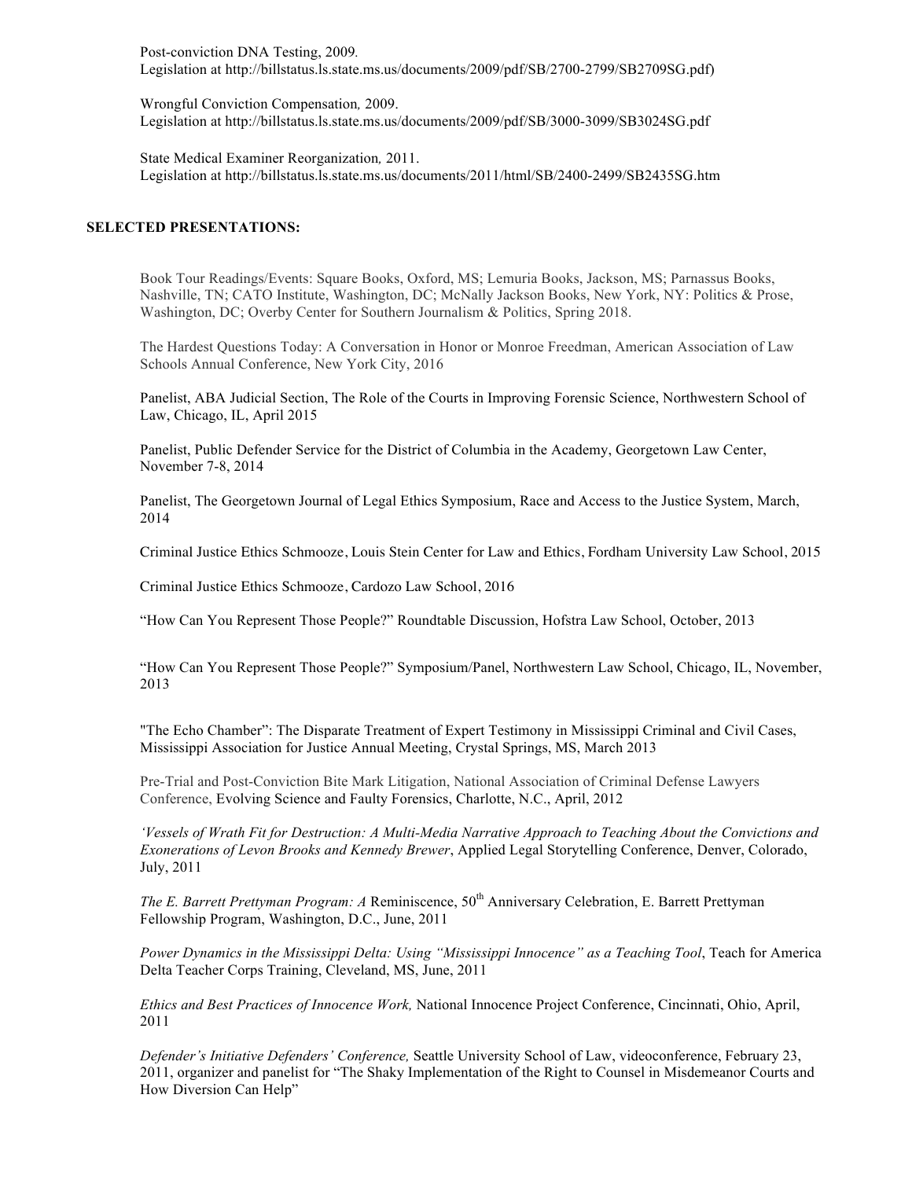Post-conviction DNA Testing, 2009.
Legislation at http://billstatus.ls.state.ms.us/documents/2009/pdf/SB/2700-2799/SB2709SG.pdf)

Wrongful Conviction Compensation, 2009.
Legislation at http://billstatus.ls.state.ms.us/documents/2009/pdf/SB/3000-3099/SB3024SG.pdf

State Medical Examiner Reorganization, 2011.
Legislation at http://billstatus.ls.state.ms.us/documents/2011/html/SB/2400-2499/SB2435SG.htm

## SELECTED PRESENTATIONS:

Book Tour Readings/Events: Square Books, Oxford, MS; Lemuria Books, Jackson, MS; Parnassus Books, Nashville, TN; CATO Institute, Washington, DC; McNally Jackson Books, New York, NY: Politics & Prose, Washington, DC; Overby Center for Southern Journalism & Politics, Spring 2018.

The Hardest Questions Today: A Conversation in Honor or Monroe Freedman, American Association of Law Schools Annual Conference, New York City, 2016

Panelist, ABA Judicial Section, The Role of the Courts in Improving Forensic Science, Northwestern School of Law, Chicago, IL, April 2015

Panelist, Public Defender Service for the District of Columbia in the Academy, Georgetown Law Center, November 7-8, 2014

Panelist, The Georgetown Journal of Legal Ethics Symposium, Race and Access to the Justice System, March, 2014

Criminal Justice Ethics Schmooze, Louis Stein Center for Law and Ethics, Fordham University Law School, 2015

Criminal Justice Ethics Schmooze, Cardozo Law School, 2016

"How Can You Represent Those People?" Roundtable Discussion, Hofstra Law School, October, 2013

"How Can You Represent Those People?" Symposium/Panel, Northwestern Law School, Chicago, IL, November, 2013

"The Echo Chamber": The Disparate Treatment of Expert Testimony in Mississippi Criminal and Civil Cases, Mississippi Association for Justice Annual Meeting, Crystal Springs, MS, March 2013

Pre-Trial and Post-Conviction Bite Mark Litigation, National Association of Criminal Defense Lawyers Conference, Evolving Science and Faulty Forensics, Charlotte, N.C., April, 2012

*'Vessels of Wrath Fit for Destruction: A Multi-Media Narrative Approach to Teaching About the Convictions and Exonerations of Levon Brooks and Kennedy Brewer*, Applied Legal Storytelling Conference, Denver, Colorado, July, 2011

*The E. Barrett Prettyman Program: A* Reminiscence, 50th Anniversary Celebration, E. Barrett Prettyman Fellowship Program, Washington, D.C., June, 2011

*Power Dynamics in the Mississippi Delta: Using "Mississippi Innocence" as a Teaching Tool*, Teach for America Delta Teacher Corps Training, Cleveland, MS, June, 2011

*Ethics and Best Practices of Innocence Work,* National Innocence Project Conference, Cincinnati, Ohio, April, 2011

*Defender's Initiative Defenders' Conference,* Seattle University School of Law, videoconference, February 23, 2011, organizer and panelist for "The Shaky Implementation of the Right to Counsel in Misdemeanor Courts and How Diversion Can Help"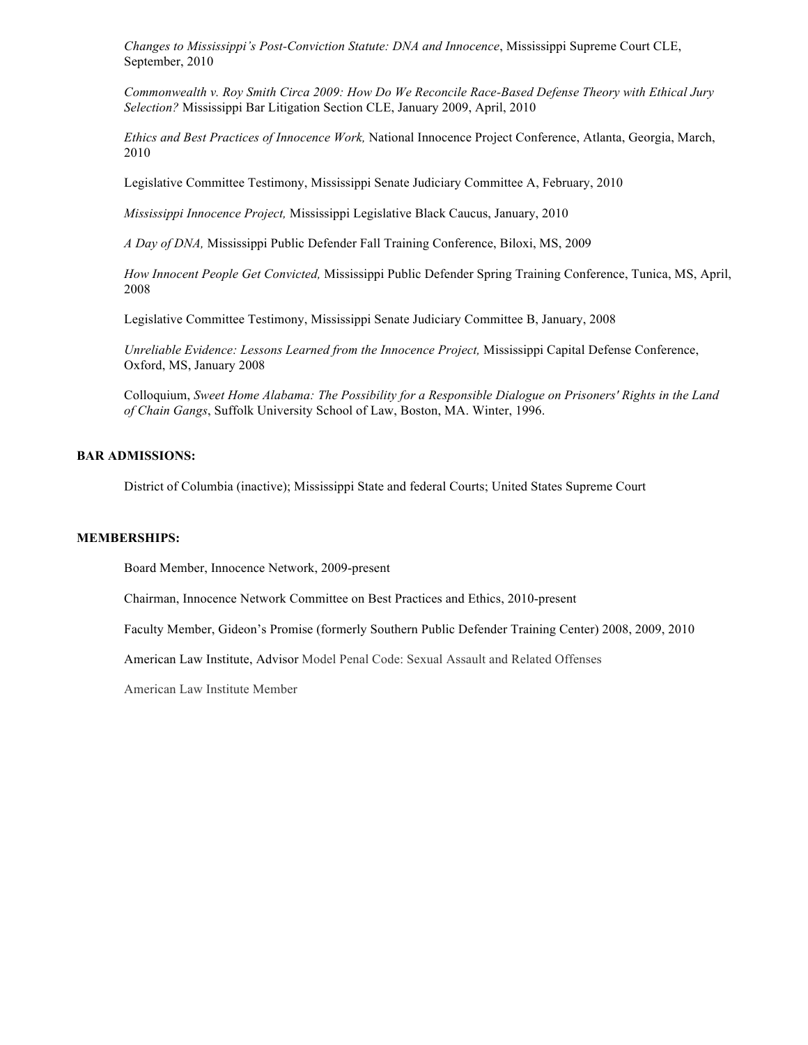*Changes to Mississippi's Post-Conviction Statute: DNA and Innocence*, Mississippi Supreme Court CLE, September, 2010

*Commonwealth v. Roy Smith Circa 2009: How Do We Reconcile Race-Based Defense Theory with Ethical Jury Selection?* Mississippi Bar Litigation Section CLE, January 2009, April, 2010

*Ethics and Best Practices of Innocence Work,* National Innocence Project Conference, Atlanta, Georgia, March, 2010

Legislative Committee Testimony, Mississippi Senate Judiciary Committee A, February, 2010

*Mississippi Innocence Project,* Mississippi Legislative Black Caucus, January, 2010

*A Day of DNA,* Mississippi Public Defender Fall Training Conference, Biloxi, MS, 2009

*How Innocent People Get Convicted,* Mississippi Public Defender Spring Training Conference, Tunica, MS, April, 2008

Legislative Committee Testimony, Mississippi Senate Judiciary Committee B, January, 2008

*Unreliable Evidence: Lessons Learned from the Innocence Project,* Mississippi Capital Defense Conference, Oxford, MS, January 2008

Colloquium, *Sweet Home Alabama: The Possibility for a Responsible Dialogue on Prisoners' Rights in the Land of Chain Gangs*, Suffolk University School of Law, Boston, MA. Winter, 1996.

## BAR ADMISSIONS:

District of Columbia (inactive); Mississippi State and federal Courts; United States Supreme Court

## MEMBERSHIPS:

Board Member, Innocence Network, 2009-present

Chairman, Innocence Network Committee on Best Practices and Ethics, 2010-present

Faculty Member, Gideon's Promise (formerly Southern Public Defender Training Center) 2008, 2009, 2010

American Law Institute, Advisor Model Penal Code: Sexual Assault and Related Offenses

American Law Institute Member